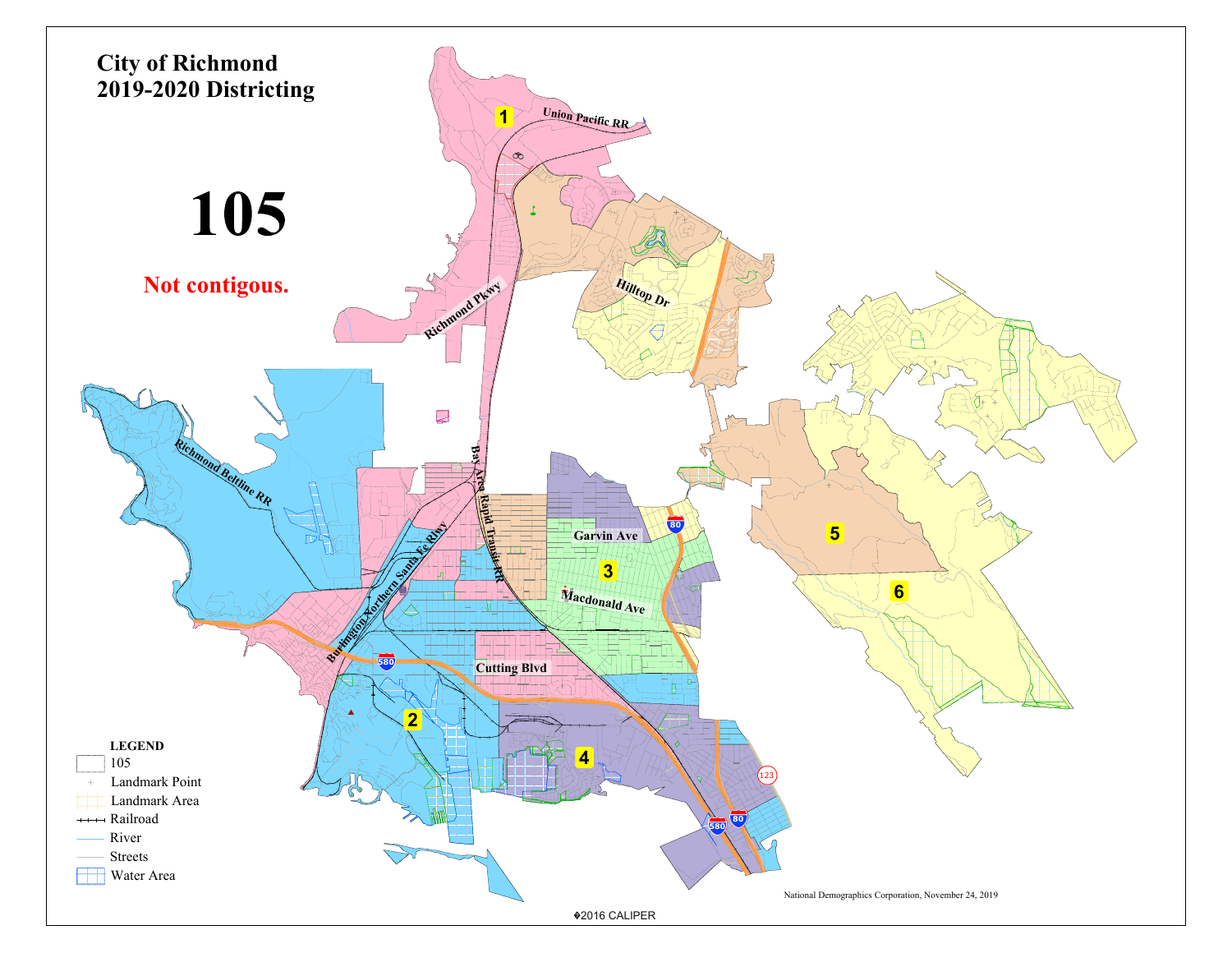# City of Richmond
# 2019-2020 Districting

# 105

**Not contigous.**

1

2

3

4

5

6

Union Pacific RR

Richmond Pkwy

Hilltop Dr

Richmond Beltline RR

Bay Area Rapid Transit RR

Burlington Northern Santa Fe Rlwy

Garvin Ave

Macdonald Ave

Cutting Blvd

80

580

123

**LEGEND**

- 105
- Landmark Point
- Landmark Area
- Railroad
- River
- Streets
- Water Area

National Demographics Corporation, November 24, 2019

©2016 CALIPER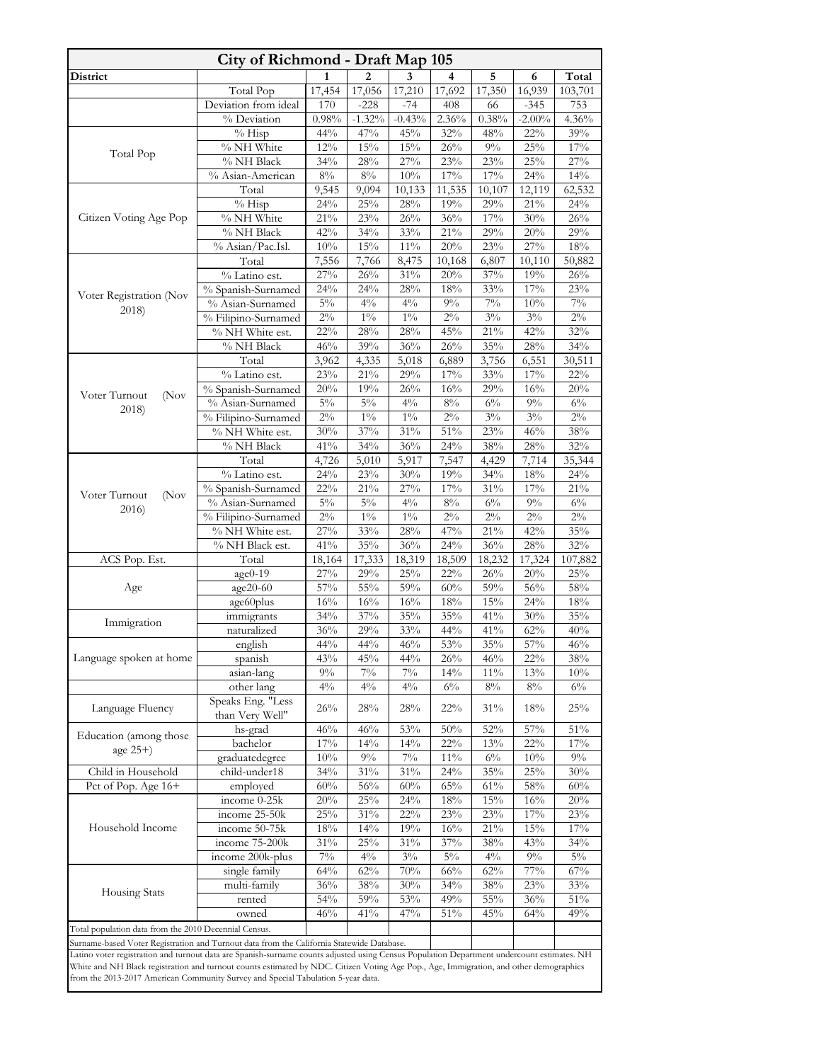# City of Richmond - Draft Map 105

| District | | 1 | 2 | 3 | 4 | 5 | 6 | Total |
|---|---|---|---|---|---|---|---|---|
| | Total Pop | 17,454 | 17,056 | 17,210 | 17,692 | 17,350 | 16,939 | 103,701 |
| | Deviation from ideal | 170 | -228 | -74 | 408 | 66 | -345 | 753 |
| | % Deviation | 0.98% | -1.32% | -0.43% | 2.36% | 0.38% | -2.00% | 4.36% |
| Total Pop | % Hisp | 44% | 47% | 45% | 32% | 48% | 22% | 39% |
| | % NH White | 12% | 15% | 15% | 26% | 9% | 25% | 17% |
| | % NH Black | 34% | 28% | 27% | 23% | 23% | 25% | 27% |
| | % Asian-American | 8% | 8% | 10% | 17% | 17% | 24% | 14% |
| Citizen Voting Age Pop | Total | 9,545 | 9,094 | 10,133 | 11,535 | 10,107 | 12,119 | 62,532 |
| | % Hisp | 24% | 25% | 28% | 19% | 29% | 21% | 24% |
| | % NH White | 21% | 23% | 26% | 36% | 17% | 30% | 26% |
| | % NH Black | 42% | 34% | 33% | 21% | 29% | 20% | 29% |
| | % Asian/Pac.Isl. | 10% | 15% | 11% | 20% | 23% | 27% | 18% |
| Voter Registration (Nov 2018) | Total | 7,556 | 7,766 | 8,475 | 10,168 | 6,807 | 10,110 | 50,882 |
| | % Latino est. | 27% | 26% | 31% | 20% | 37% | 19% | 26% |
| | % Spanish-Surnamed | 24% | 24% | 28% | 18% | 33% | 17% | 23% |
| | % Asian-Surnamed | 5% | 4% | 4% | 9% | 7% | 10% | 7% |
| | % Filipino-Surnamed | 2% | 1% | 1% | 2% | 3% | 3% | 2% |
| | % NH White est. | 22% | 28% | 28% | 45% | 21% | 42% | 32% |
| | % NH Black | 46% | 39% | 36% | 26% | 35% | 28% | 34% |
| Voter Turnout (Nov 2018) | Total | 3,962 | 4,335 | 5,018 | 6,889 | 3,756 | 6,551 | 30,511 |
| | % Latino est. | 23% | 21% | 29% | 17% | 33% | 17% | 22% |
| | % Spanish-Surnamed | 20% | 19% | 26% | 16% | 29% | 16% | 20% |
| | % Asian-Surnamed | 5% | 5% | 4% | 8% | 6% | 9% | 6% |
| | % Filipino-Surnamed | 2% | 1% | 1% | 2% | 3% | 3% | 2% |
| | % NH White est. | 30% | 37% | 31% | 51% | 23% | 46% | 38% |
| | % NH Black | 41% | 34% | 36% | 24% | 38% | 28% | 32% |
| Voter Turnout (Nov 2016) | Total | 4,726 | 5,010 | 5,917 | 7,547 | 4,429 | 7,714 | 35,344 |
| | % Latino est. | 24% | 23% | 30% | 19% | 34% | 18% | 24% |
| | % Spanish-Surnamed | 22% | 21% | 27% | 17% | 31% | 17% | 21% |
| | % Asian-Surnamed | 5% | 5% | 4% | 8% | 6% | 9% | 6% |
| | % Filipino-Surnamed | 2% | 1% | 1% | 2% | 2% | 2% | 2% |
| | % NH White est. | 27% | 33% | 28% | 47% | 21% | 42% | 35% |
| | % NH Black est. | 41% | 35% | 36% | 24% | 36% | 28% | 32% |
| ACS Pop. Est. | Total | 18,164 | 17,333 | 18,319 | 18,509 | 18,232 | 17,324 | 107,882 |
| Age | age0-19 | 27% | 29% | 25% | 22% | 26% | 20% | 25% |
| | age20-60 | 57% | 55% | 59% | 60% | 59% | 56% | 58% |
| | age60plus | 16% | 16% | 16% | 18% | 15% | 24% | 18% |
| Immigration | immigrants | 34% | 37% | 35% | 35% | 41% | 30% | 35% |
| | naturalized | 36% | 29% | 33% | 44% | 41% | 62% | 40% |
| Language spoken at home | english | 44% | 44% | 46% | 53% | 35% | 57% | 46% |
| | spanish | 43% | 45% | 44% | 26% | 46% | 22% | 38% |
| | asian-lang | 9% | 7% | 7% | 14% | 11% | 13% | 10% |
| | other lang | 4% | 4% | 4% | 6% | 8% | 8% | 6% |
| Language Fluency | Speaks Eng. "Less than Very Well" | 26% | 28% | 28% | 22% | 31% | 18% | 25% |
| Education (among those age 25+) | hs-grad | 46% | 46% | 53% | 50% | 52% | 57% | 51% |
| | bachelor | 17% | 14% | 14% | 22% | 13% | 22% | 17% |
| | graduatedegree | 10% | 9% | 7% | 11% | 6% | 10% | 9% |
| Child in Household | child-under18 | 34% | 31% | 31% | 24% | 35% | 25% | 30% |
| Pct of Pop. Age 16+ | employed | 60% | 56% | 60% | 65% | 61% | 58% | 60% |
| Household Income | income 0-25k | 20% | 25% | 24% | 18% | 15% | 16% | 20% |
| | income 25-50k | 25% | 31% | 22% | 23% | 23% | 17% | 23% |
| | income 50-75k | 18% | 14% | 19% | 16% | 21% | 15% | 17% |
| | income 75-200k | 31% | 25% | 31% | 37% | 38% | 43% | 34% |
| | income 200k-plus | 7% | 4% | 3% | 5% | 4% | 9% | 5% |
| Housing Stats | single family | 64% | 62% | 70% | 66% | 62% | 77% | 67% |
| | multi-family | 36% | 38% | 30% | 34% | 38% | 23% | 33% |
| | rented | 54% | 59% | 53% | 49% | 55% | 36% | 51% |
| | owned | 46% | 41% | 47% | 51% | 45% | 64% | 49% |

Total population data from the 2010 Decennial Census.

Surname-based Voter Registration and Turnout data from the California Statewide Database.

Latino voter registration and turnout data are Spanish-surname counts adjusted using Census Population Department undercount estimates. NH White and NH Black registration and turnout counts estimated by NDC. Citizen Voting Age Pop., Age, Immigration, and other demographics from the 2013-2017 American Community Survey and Special Tabulation 5-year data.